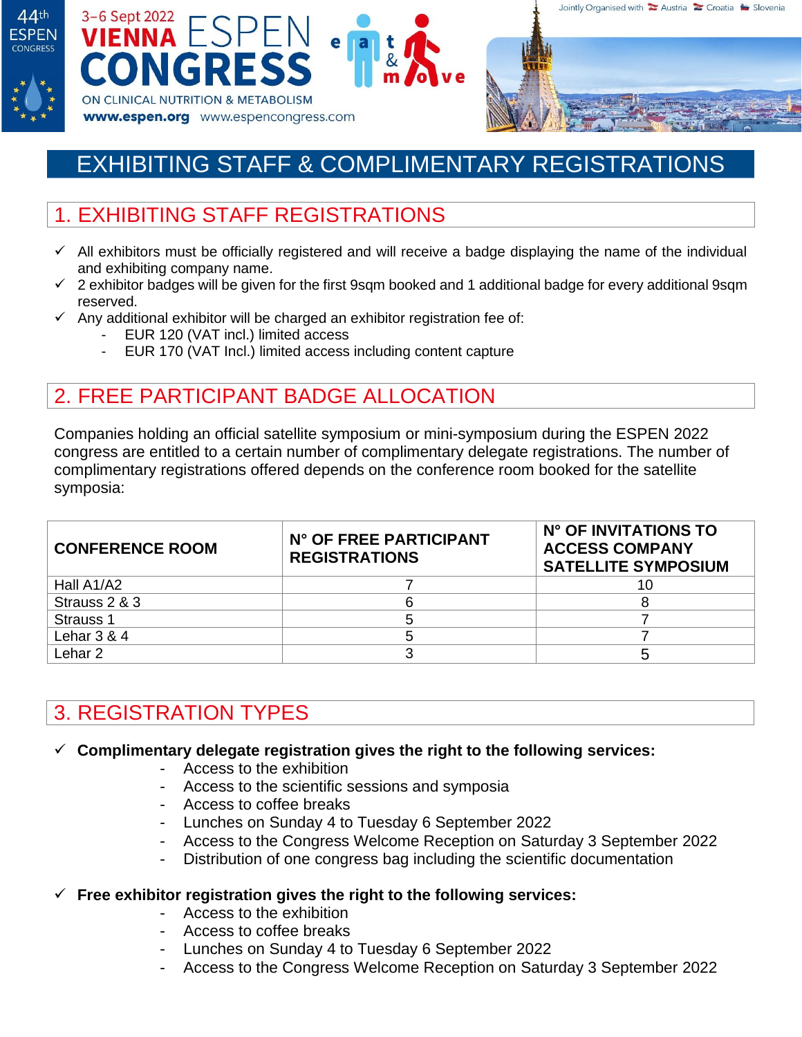# EXHIBITING STAFF & COMPLIMENTARY REGISTRATIONS

## 1. EXHIBITING STAFF REGISTRATIONS

- ✓ All exhibitors must be officially registered and will receive a badge displaying the name of the individual and exhibiting company name.
- ✓ 2 exhibitor badges will be given for the first 9sqm booked and 1 additional badge for every additional 9sqm reserved.
- ✓ Any additional exhibitor will be charged an exhibitor registration fee of:
  - EUR 120 (VAT incl.) limited access
  - EUR 170 (VAT Incl.) limited access including content capture

## 2. FREE PARTICIPANT BADGE ALLOCATION

Companies holding an official satellite symposium or mini-symposium during the ESPEN 2022 congress are entitled to a certain number of complimentary delegate registrations. The number of complimentary registrations offered depends on the conference room booked for the satellite symposia:

| CONFERENCE ROOM | N° OF FREE PARTICIPANT REGISTRATIONS | N° OF INVITATIONS TO ACCESS COMPANY SATELLITE SYMPOSIUM |
|---|---|---|
| Hall A1/A2 | 7 | 10 |
| Strauss 2 & 3 | 6 | 8 |
| Strauss 1 | 5 | 7 |
| Lehar 3 & 4 | 5 | 7 |
| Lehar 2 | 3 | 5 |

## 3. REGISTRATION TYPES

- ✓ **Complimentary delegate registration gives the right to the following services:**
  - Access to the exhibition
  - Access to the scientific sessions and symposia
  - Access to coffee breaks
  - Lunches on Sunday 4 to Tuesday 6 September 2022
  - Access to the Congress Welcome Reception on Saturday 3 September 2022
  - Distribution of one congress bag including the scientific documentation

- ✓ **Free exhibitor registration gives the right to the following services:**
  - Access to the exhibition
  - Access to coffee breaks
  - Lunches on Sunday 4 to Tuesday 6 September 2022
  - Access to the Congress Welcome Reception on Saturday 3 September 2022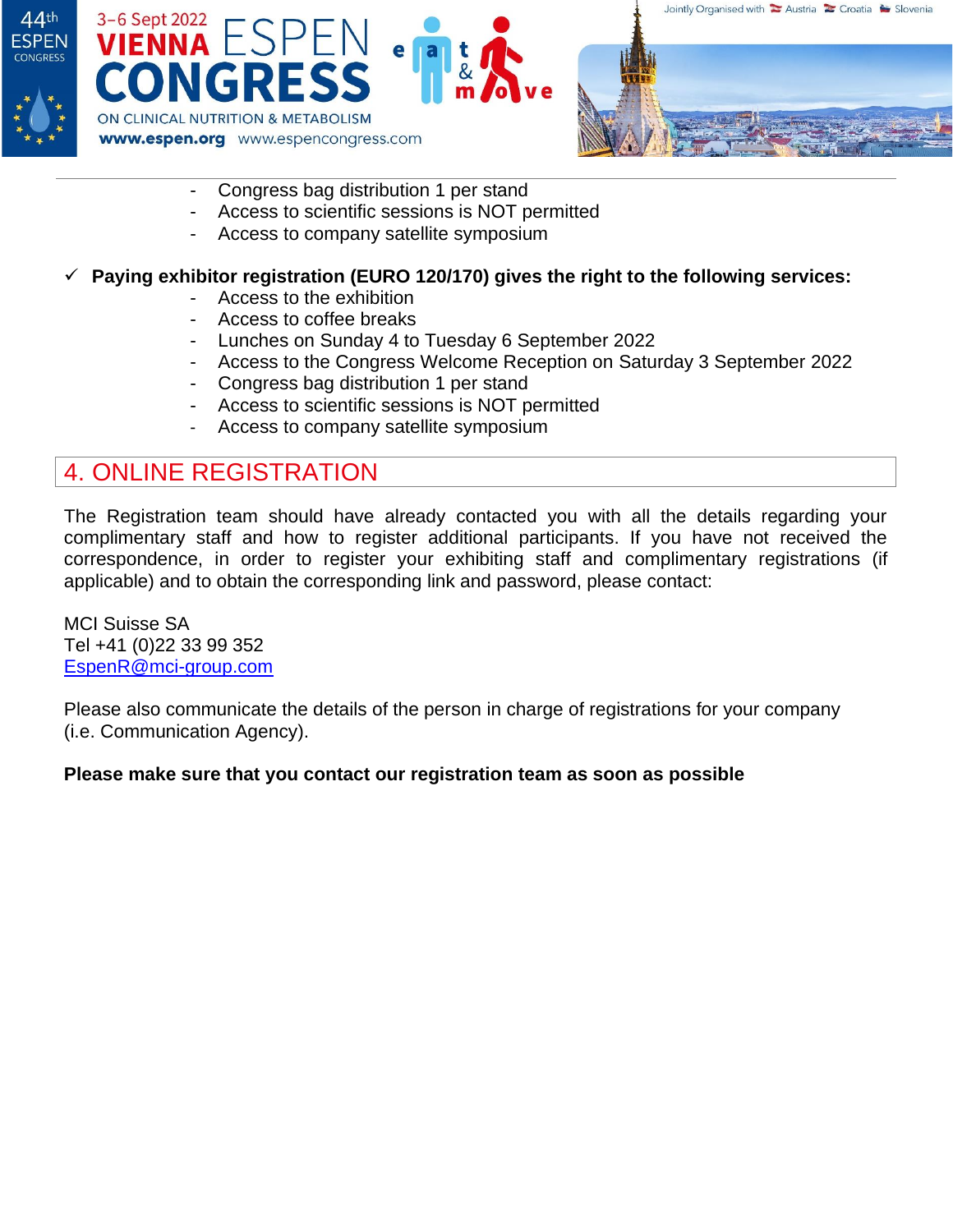- Congress bag distribution 1 per stand
- Access to scientific sessions is NOT permitted
- Access to company satellite symposium

✓ **Paying exhibitor registration (EURO 120/170) gives the right to the following services:**

- Access to the exhibition
- Access to coffee breaks
- Lunches on Sunday 4 to Tuesday 6 September 2022
- Access to the Congress Welcome Reception on Saturday 3 September 2022
- Congress bag distribution 1 per stand
- Access to scientific sessions is NOT permitted
- Access to company satellite symposium

## 4. ONLINE REGISTRATION

The Registration team should have already contacted you with all the details regarding your complimentary staff and how to register additional participants. If you have not received the correspondence, in order to register your exhibiting staff and complimentary registrations (if applicable) and to obtain the corresponding link and password, please contact:

MCI Suisse SA
Tel +41 (0)22 33 99 352
EspenR@mci-group.com

Please also communicate the details of the person in charge of registrations for your company (i.e. Communication Agency).

**Please make sure that you contact our registration team as soon as possible**